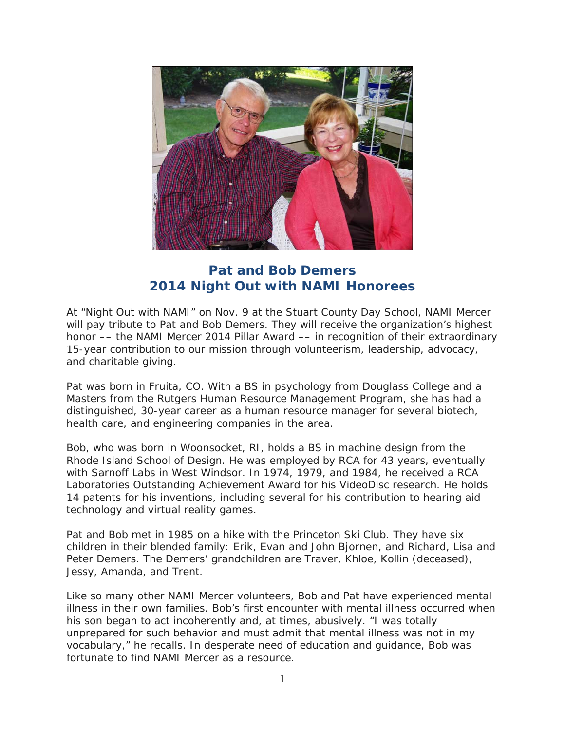## Pat and Bob Demers
## 2014 Night Out with NAMI Honorees

At "Night Out with NAMI" on Nov. 9 at the Stuart County Day School, NAMI Mercer will pay tribute to Pat and Bob Demers. They will receive the organization's highest honor –– the NAMI Mercer 2014 Pillar Award –– in recognition of their extraordinary 15-year contribution to our mission through volunteerism, leadership, advocacy, and charitable giving.

Pat was born in Fruita, CO. With a BS in psychology from Douglass College and a Masters from the Rutgers Human Resource Management Program, she has had a distinguished, 30-year career as a human resource manager for several biotech, health care, and engineering companies in the area.

Bob, who was born in Woonsocket, RI, holds a BS in machine design from the Rhode Island School of Design. He was employed by RCA for 43 years, eventually with Sarnoff Labs in West Windsor. In 1974, 1979, and 1984, he received a RCA Laboratories Outstanding Achievement Award for his VideoDisc research. He holds 14 patents for his inventions, including several for his contribution to hearing aid technology and virtual reality games.

Pat and Bob met in 1985 on a hike with the Princeton Ski Club. They have six children in their blended family: Erik, Evan and John Bjornen, and Richard, Lisa and Peter Demers. The Demers' grandchildren are Traver, Khloe, Kollin (deceased), Jessy, Amanda, and Trent.

Like so many other NAMI Mercer volunteers, Bob and Pat have experienced mental illness in their own families. Bob's first encounter with mental illness occurred when his son began to act incoherently and, at times, abusively. "I was totally unprepared for such behavior and must admit that mental illness was not in my vocabulary," he recalls. In desperate need of education and guidance, Bob was fortunate to find NAMI Mercer as a resource.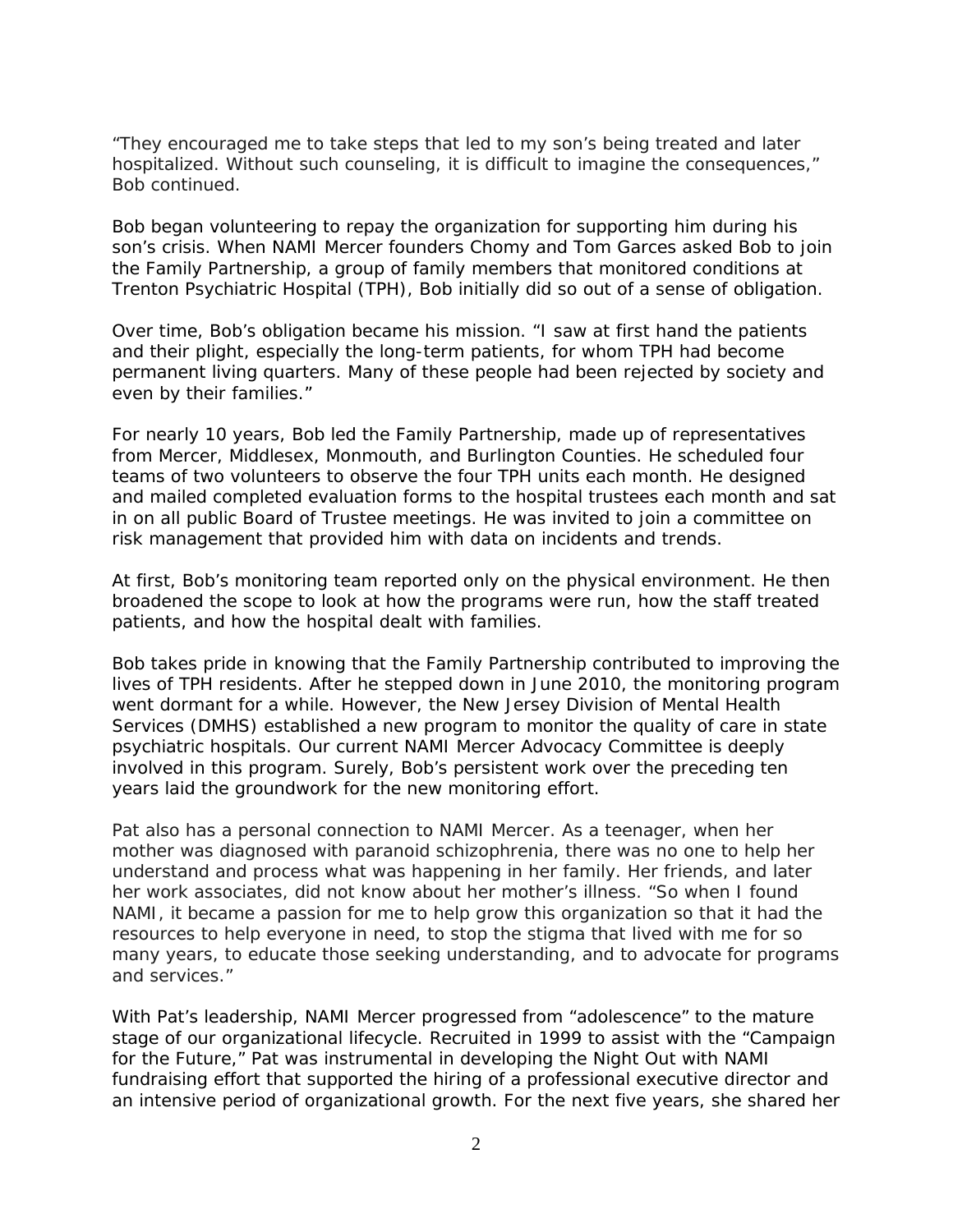"They encouraged me to take steps that led to my son's being treated and later hospitalized. Without such counseling, it is difficult to imagine the consequences," Bob continued.

Bob began volunteering to repay the organization for supporting him during his son's crisis. When NAMI Mercer founders Chomy and Tom Garces asked Bob to join the Family Partnership, a group of family members that monitored conditions at Trenton Psychiatric Hospital (TPH), Bob initially did so out of a sense of obligation.

Over time, Bob's obligation became his mission. "I saw at first hand the patients and their plight, especially the long-term patients, for whom TPH had become permanent living quarters. Many of these people had been rejected by society and even by their families."

For nearly 10 years, Bob led the Family Partnership, made up of representatives from Mercer, Middlesex, Monmouth, and Burlington Counties. He scheduled four teams of two volunteers to observe the four TPH units each month. He designed and mailed completed evaluation forms to the hospital trustees each month and sat in on all public Board of Trustee meetings. He was invited to join a committee on risk management that provided him with data on incidents and trends.

At first, Bob's monitoring team reported only on the physical environment. He then broadened the scope to look at how the programs were run, how the staff treated patients, and how the hospital dealt with families.

Bob takes pride in knowing that the Family Partnership contributed to improving the lives of TPH residents. After he stepped down in June 2010, the monitoring program went dormant for a while. However, the New Jersey Division of Mental Health Services (DMHS) established a new program to monitor the quality of care in state psychiatric hospitals. Our current NAMI Mercer Advocacy Committee is deeply involved in this program. Surely, Bob's persistent work over the preceding ten years laid the groundwork for the new monitoring effort.

Pat also has a personal connection to NAMI Mercer. As a teenager, when her mother was diagnosed with paranoid schizophrenia, there was no one to help her understand and process what was happening in her family. Her friends, and later her work associates, did not know about her mother's illness. "So when I found NAMI, it became a passion for me to help grow this organization so that it had the resources to help everyone in need, to stop the stigma that lived with me for so many years, to educate those seeking understanding, and to advocate for programs and services."

With Pat's leadership, NAMI Mercer progressed from "adolescence" to the mature stage of our organizational lifecycle. Recruited in 1999 to assist with the "Campaign for the Future," Pat was instrumental in developing the Night Out with NAMI fundraising effort that supported the hiring of a professional executive director and an intensive period of organizational growth. For the next five years, she shared her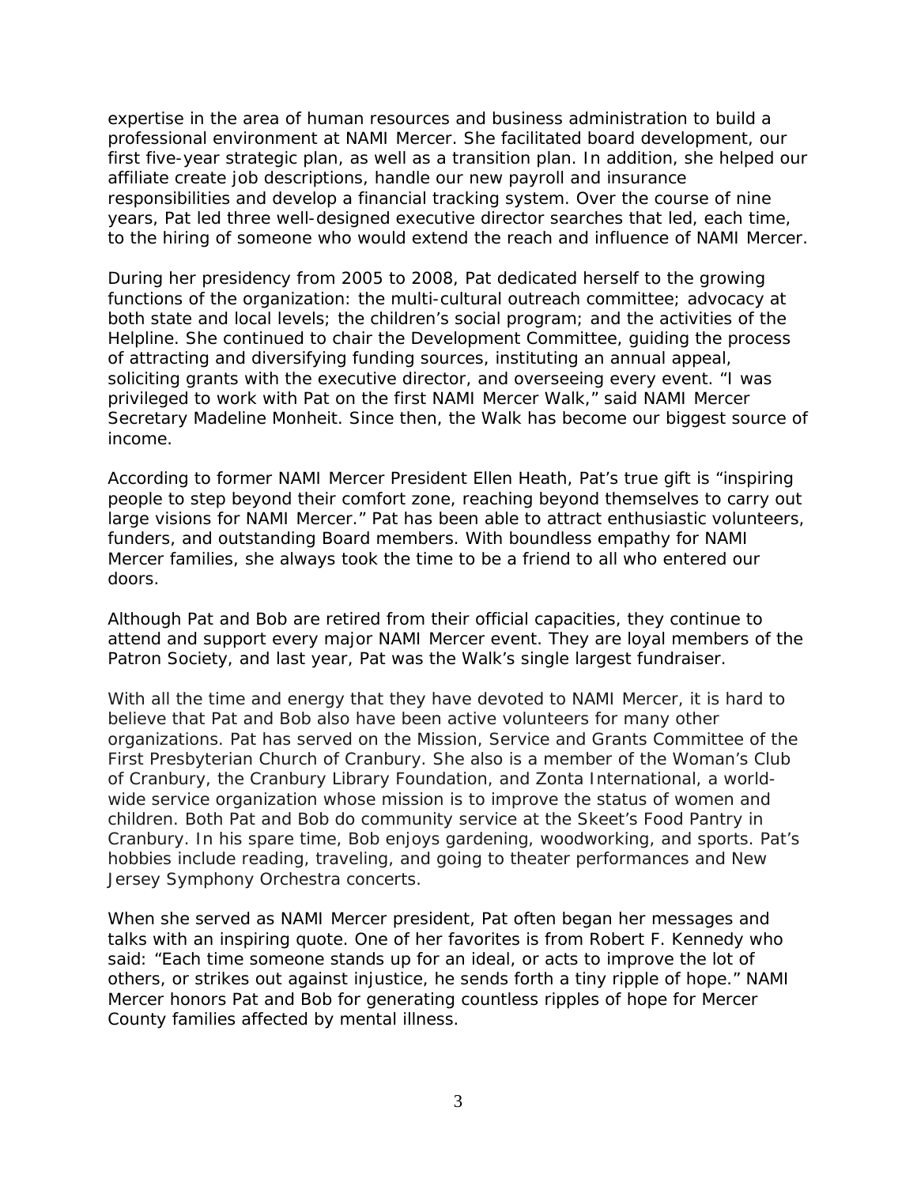expertise in the area of human resources and business administration to build a professional environment at NAMI Mercer. She facilitated board development, our first five-year strategic plan, as well as a transition plan. In addition, she helped our affiliate create job descriptions, handle our new payroll and insurance responsibilities and develop a financial tracking system. Over the course of nine years, Pat led three well-designed executive director searches that led, each time, to the hiring of someone who would extend the reach and influence of NAMI Mercer.

During her presidency from 2005 to 2008, Pat dedicated herself to the growing functions of the organization: the multi-cultural outreach committee; advocacy at both state and local levels; the children's social program; and the activities of the Helpline. She continued to chair the Development Committee, guiding the process of attracting and diversifying funding sources, instituting an annual appeal, soliciting grants with the executive director, and overseeing every event. "I was privileged to work with Pat on the first NAMI Mercer Walk," said NAMI Mercer Secretary Madeline Monheit. Since then, the Walk has become our biggest source of income.

According to former NAMI Mercer President Ellen Heath, Pat's true gift is "inspiring people to step beyond their comfort zone, reaching beyond themselves to carry out large visions for NAMI Mercer." Pat has been able to attract enthusiastic volunteers, funders, and outstanding Board members. With boundless empathy for NAMI Mercer families, she always took the time to be a friend to all who entered our doors.

Although Pat and Bob are retired from their official capacities, they continue to attend and support every major NAMI Mercer event. They are loyal members of the Patron Society, and last year, Pat was the Walk's single largest fundraiser.

With all the time and energy that they have devoted to NAMI Mercer, it is hard to believe that Pat and Bob also have been active volunteers for many other organizations. Pat has served on the Mission, Service and Grants Committee of the First Presbyterian Church of Cranbury. She also is a member of the Woman's Club of Cranbury, the Cranbury Library Foundation, and Zonta International, a world-wide service organization whose mission is to improve the status of women and children. Both Pat and Bob do community service at the Skeet's Food Pantry in Cranbury. In his spare time, Bob enjoys gardening, woodworking, and sports. Pat's hobbies include reading, traveling, and going to theater performances and New Jersey Symphony Orchestra concerts.

When she served as NAMI Mercer president, Pat often began her messages and talks with an inspiring quote. One of her favorites is from Robert F. Kennedy who said: "Each time someone stands up for an ideal, or acts to improve the lot of others, or strikes out against injustice, he sends forth a tiny ripple of hope." NAMI Mercer honors Pat and Bob for generating countless ripples of hope for Mercer County families affected by mental illness.